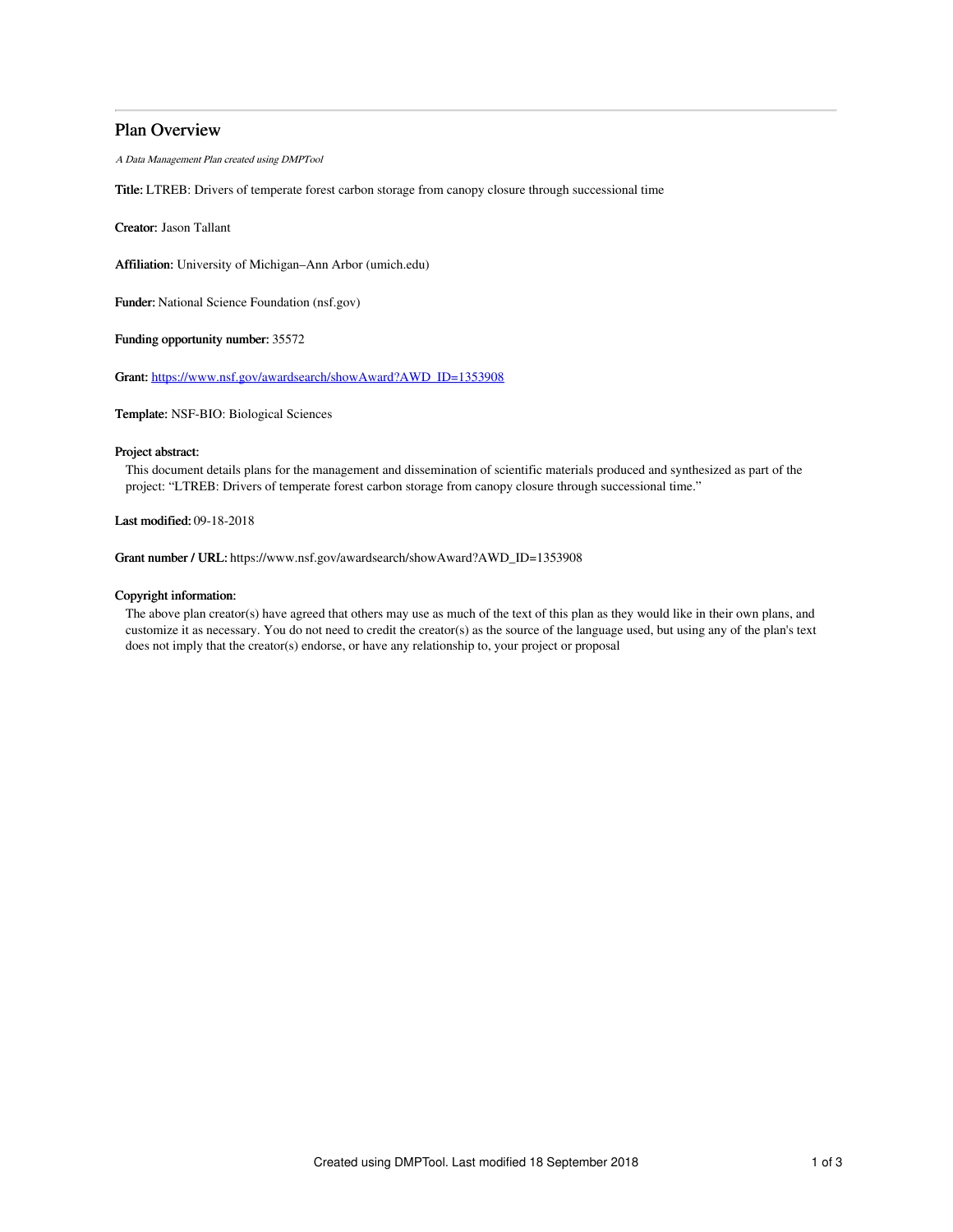# Plan Overview

*A Data Management Plan created using DMPTool*

**Title:** LTREB: Drivers of temperate forest carbon storage from canopy closure through successional time

**Creator:** Jason Tallant

**Affiliation:** University of Michigan–Ann Arbor (umich.edu)

**Funder:** National Science Foundation (nsf.gov)

**Funding opportunity number:** 35572

**Grant:** https://www.nsf.gov/awardsearch/showAward?AWD_ID=1353908

**Template:** NSF-BIO: Biological Sciences

**Project abstract:**

This document details plans for the management and dissemination of scientific materials produced and synthesized as part of the project: "LTREB: Drivers of temperate forest carbon storage from canopy closure through successional time."

**Last modified:** 09-18-2018

**Grant number / URL:** https://www.nsf.gov/awardsearch/showAward?AWD_ID=1353908

**Copyright information:**

The above plan creator(s) have agreed that others may use as much of the text of this plan as they would like in their own plans, and customize it as necessary. You do not need to credit the creator(s) as the source of the language used, but using any of the plan's text does not imply that the creator(s) endorse, or have any relationship to, your project or proposal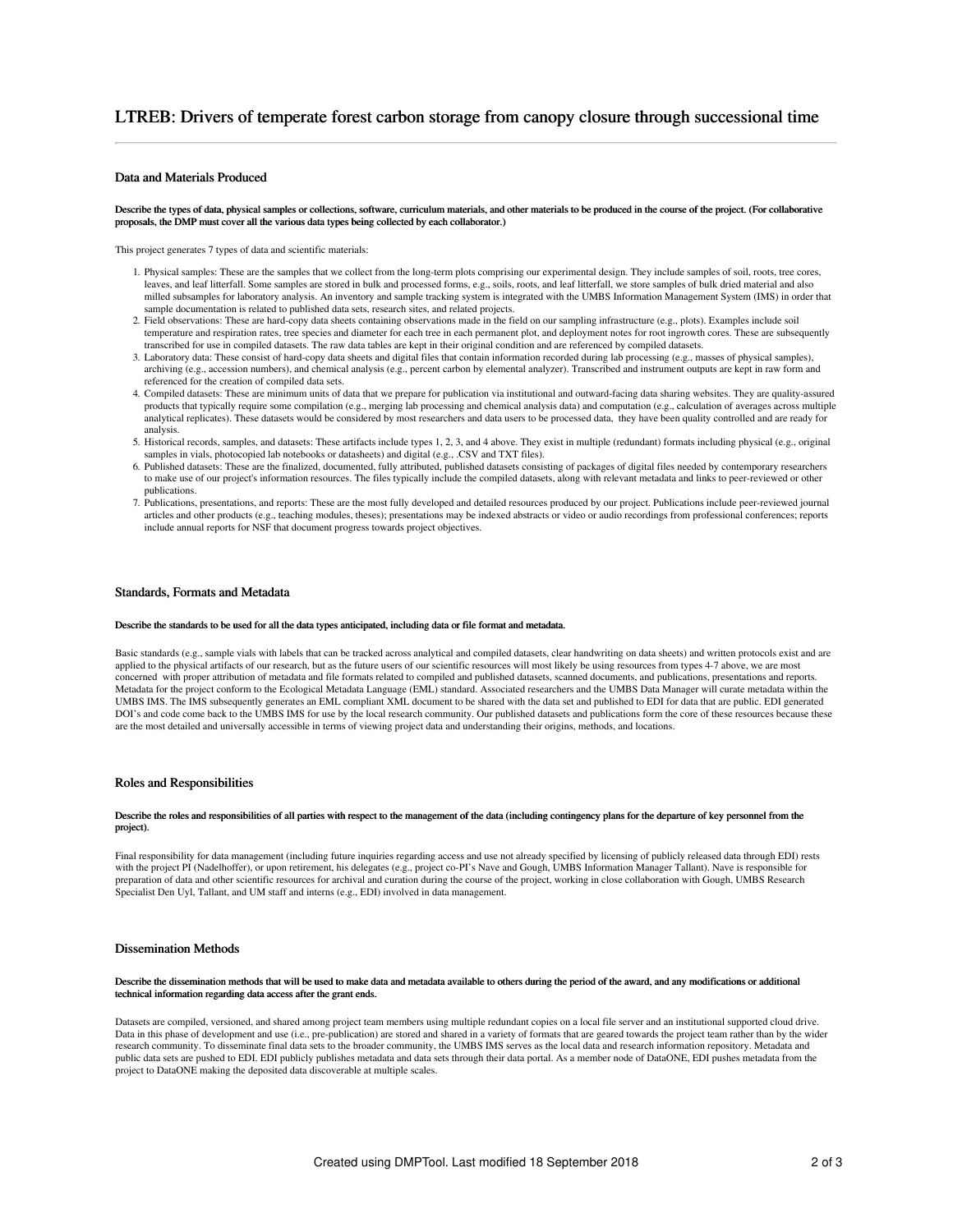# LTREB: Drivers of temperate forest carbon storage from canopy closure through successional time

## Data and Materials Produced

**Describe the types of data, physical samples or collections, software, curriculum materials, and other materials to be produced in the course of the project. (For collaborative proposals, the DMP must cover all the various data types being collected by each collaborator.)**

This project generates 7 types of data and scientific materials:

1. Physical samples: These are the samples that we collect from the long-term plots comprising our experimental design. They include samples of soil, roots, tree cores, leaves, and leaf litterfall. Some samples are stored in bulk and processed forms, e.g., soils, roots, and leaf litterfall, we store samples of bulk dried material and also milled subsamples for laboratory analysis. An inventory and sample tracking system is integrated with the UMBS Information Management System (IMS) in order that sample documentation is related to published data sets, research sites, and related projects.
2. Field observations: These are hard-copy data sheets containing observations made in the field on our sampling infrastructure (e.g., plots). Examples include soil temperature and respiration rates, tree species and diameter for each tree in each permanent plot, and deployment notes for root ingrowth cores. These are subsequently transcribed for use in compiled datasets. The raw data tables are kept in their original condition and are referenced by compiled datasets.
3. Laboratory data: These consist of hard-copy data sheets and digital files that contain information recorded during lab processing (e.g., masses of physical samples), archiving (e.g., accession numbers), and chemical analysis (e.g., percent carbon by elemental analyzer). Transcribed and instrument outputs are kept in raw form and referenced for the creation of compiled data sets.
4. Compiled datasets: These are minimum units of data that we prepare for publication via institutional and outward-facing data sharing websites. They are quality-assured products that typically require some compilation (e.g., merging lab processing and chemical analysis data) and computation (e.g., calculation of averages across multiple analytical replicates). These datasets would be considered by most researchers and data users to be processed data, they have been quality controlled and are ready for analysis.
5. Historical records, samples, and datasets: These artifacts include types 1, 2, 3, and 4 above. They exist in multiple (redundant) formats including physical (e.g., original samples in vials, photocopied lab notebooks or datasheets) and digital (e.g., .CSV and TXT files).
6. Published datasets: These are the finalized, documented, fully attributed, published datasets consisting of packages of digital files needed by contemporary researchers to make use of our project's information resources. The files typically include the compiled datasets, along with relevant metadata and links to peer-reviewed or other publications.
7. Publications, presentations, and reports: These are the most fully developed and detailed resources produced by our project. Publications include peer-reviewed journal articles and other products (e.g., teaching modules, theses); presentations may be indexed abstracts or video or audio recordings from professional conferences; reports include annual reports for NSF that document progress towards project objectives.

## Standards, Formats and Metadata

**Describe the standards to be used for all the data types anticipated, including data or file format and metadata.**

Basic standards (e.g., sample vials with labels that can be tracked across analytical and compiled datasets, clear handwriting on data sheets) and written protocols exist and are applied to the physical artifacts of our research, but as the future users of our scientific resources will most likely be using resources from types 4-7 above, we are most concerned with proper attribution of metadata and file formats related to compiled and published datasets, scanned documents, and publications, presentations and reports. Metadata for the project conform to the Ecological Metadata Language (EML) standard. Associated researchers and the UMBS Data Manager will curate metadata within the UMBS IMS. The IMS subsequently generates an EML compliant XML document to be shared with the data set and published to EDI for data that are public. EDI generated DOI's and code come back to the UMBS IMS for use by the local research community. Our published datasets and publications form the core of these resources because these are the most detailed and universally accessible in terms of viewing project data and understanding their origins, methods, and locations.

## Roles and Responsibilities

**Describe the roles and responsibilities of all parties with respect to the management of the data (including contingency plans for the departure of key personnel from the project).**

Final responsibility for data management (including future inquiries regarding access and use not already specified by licensing of publicly released data through EDI) rests with the project PI (Nadelhoffer), or upon retirement, his delegates (e.g., project co-PI's Nave and Gough, UMBS Information Manager Tallant). Nave is responsible for preparation of data and other scientific resources for archival and curation during the course of the project, working in close collaboration with Gough, UMBS Research Specialist Den Uyl, Tallant, and UM staff and interns (e.g., EDI) involved in data management.

## Dissemination Methods

**Describe the dissemination methods that will be used to make data and metadata available to others during the period of the award, and any modifications or additional technical information regarding data access after the grant ends.**

Datasets are compiled, versioned, and shared among project team members using multiple redundant copies on a local file server and an institutional supported cloud drive. Data in this phase of development and use (i.e., pre-publication) are stored and shared in a variety of formats that are geared towards the project team rather than by the wider research community. To disseminate final data sets to the broader community, the UMBS IMS serves as the local data and research information repository. Metadata and public data sets are pushed to EDI. EDI publicly publishes metadata and data sets through their data portal. As a member node of DataONE, EDI pushes metadata from the project to DataONE making the deposited data discoverable at multiple scales.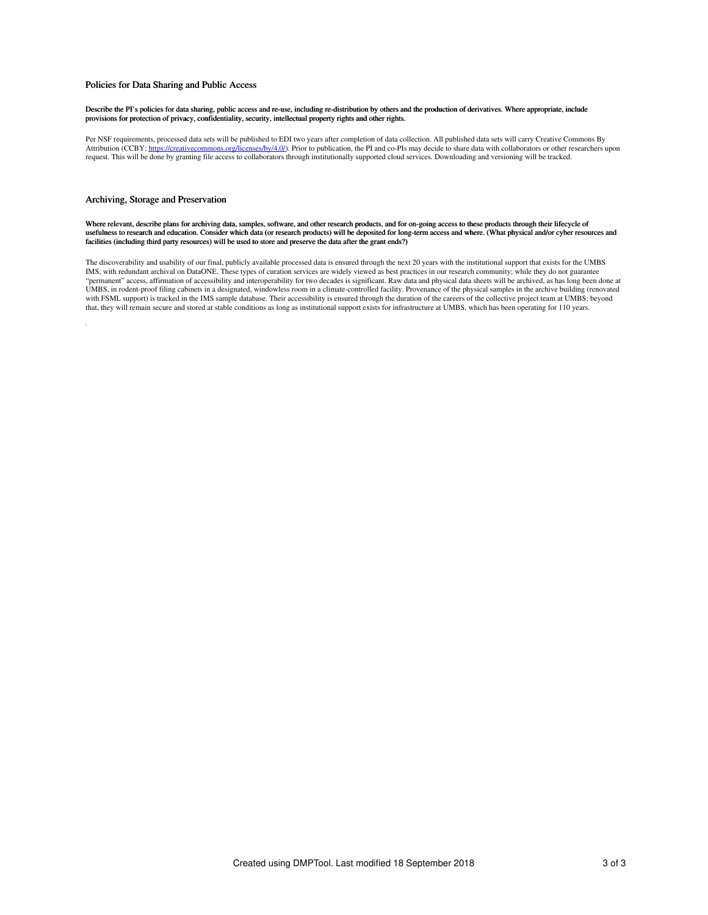## Policies for Data Sharing and Public Access

**Describe the PI's policies for data sharing, public access and re-use, including re-distribution by others and the production of derivatives. Where appropriate, include provisions for protection of privacy, confidentiality, security, intellectual property rights and other rights.**

Per NSF requirements, processed data sets will be published to EDI two years after completion of data collection. All published data sets will carry Creative Commons By Attribution (CCBY; https://creativecommons.org/licenses/by/4.0/). Prior to publication, the PI and co-PIs may decide to share data with collaborators or other researchers upon request. This will be done by granting file access to collaborators through institutionally supported cloud services. Downloading and versioning will be tracked.

## Archiving, Storage and Preservation

**Where relevant, describe plans for archiving data, samples, software, and other research products, and for on-going access to these products through their lifecycle of usefulness to research and education. Consider which data (or research products) will be deposited for long-term access and where. (What physical and/or cyber resources and facilities (including third party resources) will be used to store and preserve the data after the grant ends?)**

The discoverability and usability of our final, publicly available processed data is ensured through the next 20 years with the institutional support that exists for the UMBS IMS, with redundant archival on DataONE. These types of curation services are widely viewed as best practices in our research community; while they do not guarantee "permanent" access, affirmation of accessibility and interoperability for two decades is significant. Raw data and physical data sheets will be archived, as has long been done at UMBS, in rodent-proof filing cabinets in a designated, windowless room in a climate-controlled facility. Provenance of the physical samples in the archive building (renovated with FSML support) is tracked in the IMS sample database. Their accessibility is ensured through the duration of the careers of the collective project team at UMBS; beyond that, they will remain secure and stored at stable conditions as long as institutional support exists for infrastructure at UMBS, which has been operating for 110 years.